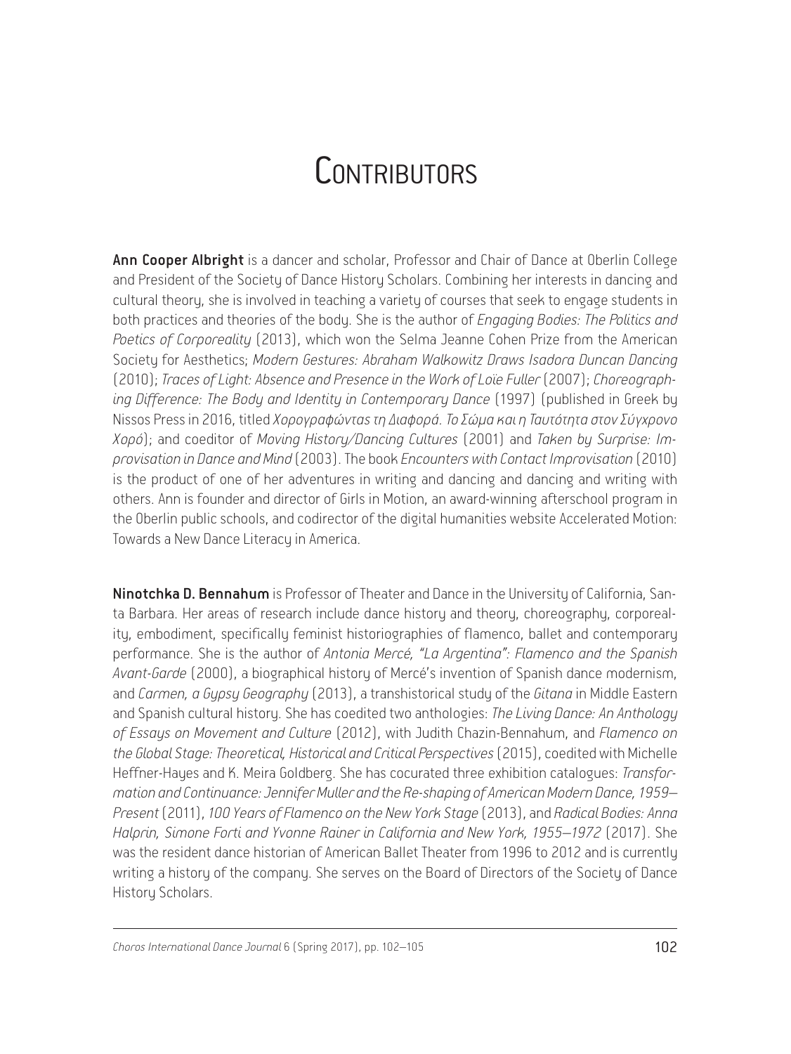# Contributors

**Ann Cooper Albright** is a dancer and scholar, Professor and Chair of Dance at Oberlin College and President of the Society of Dance History Scholars. Combining her interests in dancing and cultural theory, she is involved in teaching a variety of courses that seek to engage students in both practices and theories of the body. She is the author of *Engaging Bodies: The Politics and Poetics of Corporeality* (2013), which won the Selma Jeanne Cohen Prize from the American Society for Aesthetics; *Modern Gestures: Abraham Walkowitz Draws Isadora Duncan Dancing* (2010); *Traces of Light: Absence and Presence in the Work of Loïe Fuller* (2007); *Choreographing Difference: The Body and Identity in Contemporary Dance* (1997) (published in Greek by Nissos Press in 2016, titled *Χορογραφώντας τη Διαφορά. Το Σώμα και η Ταυτότητα στον Σύγχρονο Χορό*); and coeditor of *Moving History/Dancing Cultures* (2001) and *Taken by Surprise: Improvisation in Dance and Mind* (2003). The book *Encounters with Contact Improvisation* (2010) is the product of one of her adventures in writing and dancing and dancing and writing with others. Ann is founder and director of Girls in Motion, an award-winning afterschool program in the Oberlin public schools, and codirector of the digital humanities website Accelerated Motion: Towards a New Dance Literacy in America.

**Ninotchka D. Bennahum** is Professor of Theater and Dance in the University of California, Santa Barbara. Her areas of research include dance history and theory, choreography, corporeality, embodiment, specifically feminist historiographies of flamenco, ballet and contemporary performance. She is the author of *Antonia Mercé, "La Argentina": Flamenco and the Spanish Avant-Garde* (2000), a biographical history of Mercé's invention of Spanish dance modernism, and *Carmen, a Gypsy Geography* (2013), a transhistorical study of the *Gitana* in Middle Eastern and Spanish cultural history. She has coedited two anthologies: *The Living Dance: An Anthology of Essays on Movement and Culture* (2012), with Judith Chazin-Bennahum, and *Flamenco on the Global Stage: Theoretical, Historical and Critical Perspectives* (2015), coedited with Michelle Heffner-Hayes and K. Meira Goldberg. She has cocurated three exhibition catalogues: *Transformation and Continuance: Jennifer Muller and the Re-shaping of American Modern Dance, 1959–Present* (2011), *100 Years of Flamenco on the New York Stage* (2013), and *Radical Bodies: Anna Halprin, Simone Forti and Yvonne Rainer in California and New York, 1955–1972* (2017). She was the resident dance historian of American Ballet Theater from 1996 to 2012 and is currently writing a history of the company. She serves on the Board of Directors of the Society of Dance History Scholars.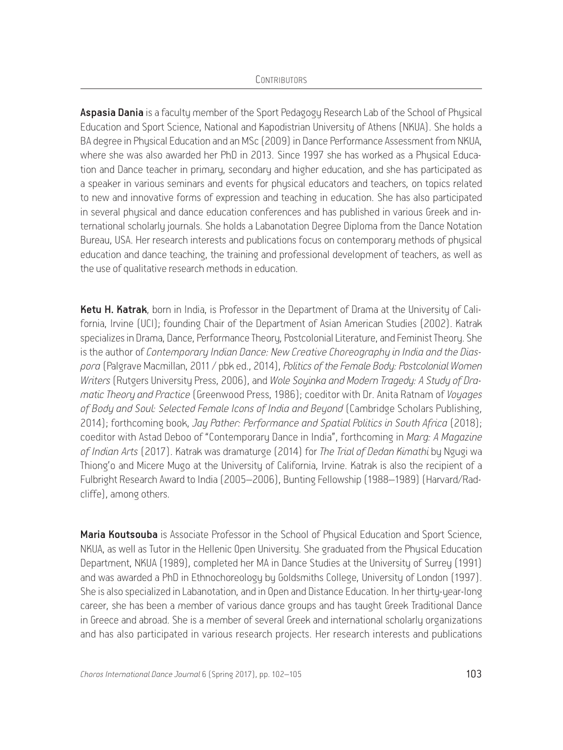**Aspasia Dania** is a faculty member of the Sport Pedagogy Research Lab of the School of Physical Education and Sport Science, National and Kapodistrian University of Athens (NKUA). She holds a BA degree in Physical Education and an MSc (2009) in Dance Performance Assessment from NKUA, where she was also awarded her PhD in 2013. Since 1997 she has worked as a Physical Education and Dance teacher in primary, secondary and higher education, and she has participated as a speaker in various seminars and events for physical educators and teachers, on topics related to new and innovative forms of expression and teaching in education. She has also participated in several physical and dance education conferences and has published in various Greek and international scholarly journals. She holds a Labanotation Degree Diploma from the Dance Notation Bureau, USA. Her research interests and publications focus on contemporary methods of physical education and dance teaching, the training and professional development of teachers, as well as the use of qualitative research methods in education.

**Ketu H. Katrak**, born in India, is Professor in the Department of Drama at the University of California, Irvine (UCI); founding Chair of the Department of Asian American Studies (2002). Katrak specializes in Drama, Dance, Performance Theory, Postcolonial Literature, and Feminist Theory. She is the author of *Contemporary Indian Dance: New Creative Choreography in India and the Diaspora* (Palgrave Macmillan, 2011 / pbk ed., 2014), *Politics of the Female Body: Postcolonial Women Writers* (Rutgers University Press, 2006), and *Wole Soyinka and Modern Tragedy: A Study of Dramatic Theory and Practice* (Greenwood Press, 1986); coeditor with Dr. Anita Ratnam of *Voyages of Body and Soul: Selected Female Icons of India and Beyond* (Cambridge Scholars Publishing, 2014); forthcoming book, *Jay Pather: Performance and Spatial Politics in South Africa* (2018); coeditor with Astad Deboo of "Contemporary Dance in India", forthcoming in *Marg: A Magazine of Indian Arts* (2017). Katrak was dramaturge (2014) for *The Trial of Dedan Kimathi* by Ngugi wa Thiong'o and Micere Mugo at the University of California, Irvine. Katrak is also the recipient of a Fulbright Research Award to India (2005–2006), Bunting Fellowship (1988–1989) (Harvard/Radcliffe), among others.

**Maria Koutsouba** is Associate Professor in the School of Physical Education and Sport Science, NKUA, as well as Tutor in the Hellenic Open University. She graduated from the Physical Education Department, NKUA (1989), completed her MA in Dance Studies at the University of Surrey (1991) and was awarded a PhD in Ethnochoreology by Goldsmiths College, University of London (1997). She is also specialized in Labanotation, and in Open and Distance Education. In her thirty-year-long career, she has been a member of various dance groups and has taught Greek Traditional Dance in Greece and abroad. She is a member of several Greek and international scholarly organizations and has also participated in various research projects. Her research interests and publications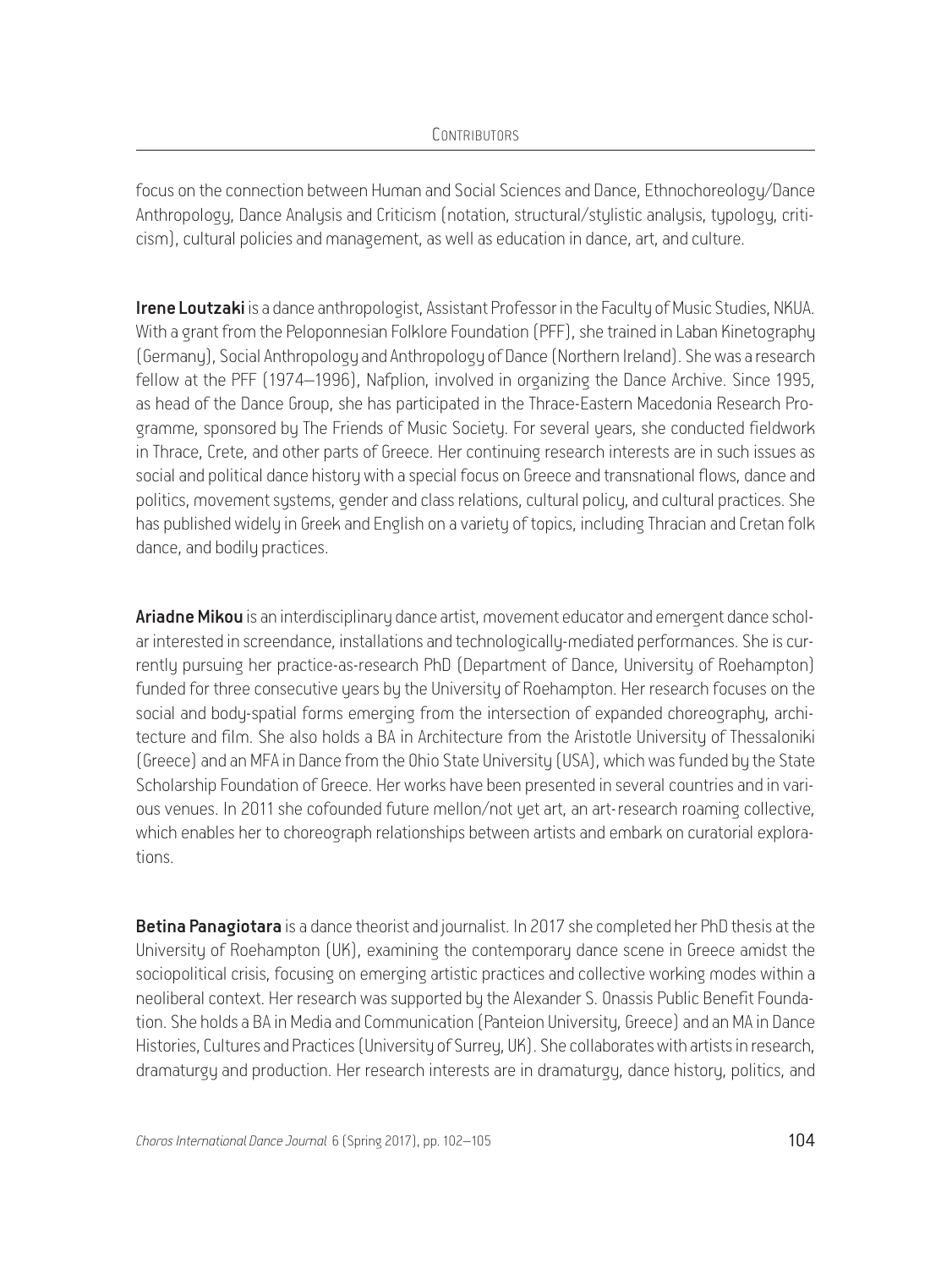focus on the connection between Human and Social Sciences and Dance, Ethnochoreology/Dance Anthropology, Dance Analysis and Criticism (notation, structural/stylistic analysis, typology, criticism), cultural policies and management, as well as education in dance, art, and culture.

**Irene Loutzaki** is a dance anthropologist, Assistant Professor in the Faculty of Music Studies, NKUA. With a grant from the Peloponnesian Folklore Foundation (PFF), she trained in Laban Kinetography (Germany), Social Anthropology and Anthropology of Dance (Northern Ireland). She was a research fellow at the PFF (1974–1996), Nafplion, involved in organizing the Dance Archive. Since 1995, as head of the Dance Group, she has participated in the Thrace-Eastern Macedonia Research Programme, sponsored by The Friends of Music Society. For several years, she conducted fieldwork in Thrace, Crete, and other parts of Greece. Her continuing research interests are in such issues as social and political dance history with a special focus on Greece and transnational flows, dance and politics, movement systems, gender and class relations, cultural policy, and cultural practices. She has published widely in Greek and English on a variety of topics, including Thracian and Cretan folk dance, and bodily practices.

**Ariadne Mikou** is an interdisciplinary dance artist, movement educator and emergent dance scholar interested in screendance, installations and technologically-mediated performances. She is currently pursuing her practice-as-research PhD (Department of Dance, University of Roehampton) funded for three consecutive years by the University of Roehampton. Her research focuses on the social and body-spatial forms emerging from the intersection of expanded choreography, architecture and film. She also holds a BA in Architecture from the Aristotle University of Thessaloniki (Greece) and an MFA in Dance from the Ohio State University (USA), which was funded by the State Scholarship Foundation of Greece. Her works have been presented in several countries and in various venues. In 2011 she cofounded future mellon/not yet art, an art-research roaming collective, which enables her to choreograph relationships between artists and embark on curatorial explorations.

**Betina Panagiotara** is a dance theorist and journalist. In 2017 she completed her PhD thesis at the University of Roehampton (UK), examining the contemporary dance scene in Greece amidst the sociopolitical crisis, focusing on emerging artistic practices and collective working modes within a neoliberal context. Her research was supported by the Alexander S. Onassis Public Benefit Foundation. She holds a BA in Media and Communication (Panteion University, Greece) and an MA in Dance Histories, Cultures and Practices (University of Surrey, UK). She collaborates with artists in research, dramaturgy and production. Her research interests are in dramaturgy, dance history, politics, and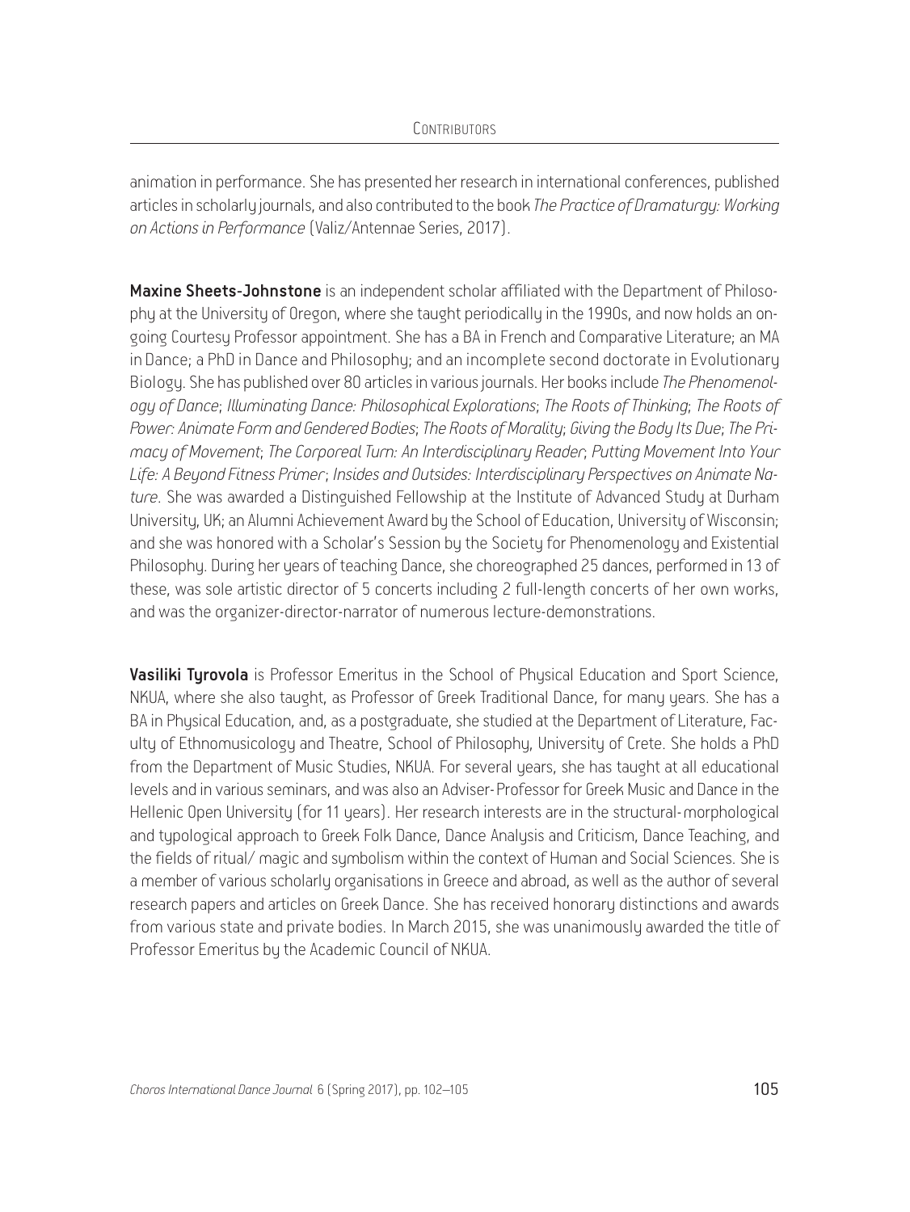animation in performance. She has presented her research in international conferences, published articles in scholarly journals, and also contributed to the book *The Practice of Dramaturgy: Working on Actions in Performance* (Valiz/Antennae Series, 2017).

**Maxine Sheets-Johnstone** is an independent scholar affiliated with the Department of Philosophy at the University of Oregon, where she taught periodically in the 1990s, and now holds an ongoing Courtesy Professor appointment. She has a BA in French and Comparative Literature; an MA in Dance; a PhD in Dance and Philosophy; and an incomplete second doctorate in Evolutionary Biology. She has published over 80 articles in various journals. Her books include *The Phenomenology of Dance*; *Illuminating Dance: Philosophical Explorations*; *The Roots of Thinking*; *The Roots of Power: Animate Form and Gendered Bodies*; *The Roots of Morality*; *Giving the Body Its Due*; *The Primacy of Movement*; *The Corporeal Turn: An Interdisciplinary Reader*; *Putting Movement Into Your Life: A Beyond Fitness Primer*; *Insides and Outsides: Interdisciplinary Perspectives on Animate Nature*. She was awarded a Distinguished Fellowship at the Institute of Advanced Study at Durham University, UK; an Alumni Achievement Award by the School of Education, University of Wisconsin; and she was honored with a Scholar's Session by the Society for Phenomenology and Existential Philosophy. During her years of teaching Dance, she choreographed 25 dances, performed in 13 of these, was sole artistic director of 5 concerts including 2 full-length concerts of her own works, and was the organizer-director-narrator of numerous lecture-demonstrations.

**Vasiliki Tyrovola** is Professor Emeritus in the School of Physical Education and Sport Science, NKUA, where she also taught, as Professor of Greek Traditional Dance, for many years. She has a BA in Physical Education, and, as a postgraduate, she studied at the Department of Literature, Faculty of Ethnomusicology and Theatre, School of Philosophy, University of Crete. She holds a PhD from the Department of Music Studies, NKUA. For several years, she has taught at all educational levels and in various seminars, and was also an Adviser-Professor for Greek Music and Dance in the Hellenic Open University (for 11 years). Her research interests are in the structural-morphological and typological approach to Greek Folk Dance, Dance Analysis and Criticism, Dance Teaching, and the fields of ritual/ magic and symbolism within the context of Human and Social Sciences. She is a member of various scholarly organisations in Greece and abroad, as well as the author of several research papers and articles on Greek Dance. She has received honorary distinctions and awards from various state and private bodies. In March 2015, she was unanimously awarded the title of Professor Emeritus by the Academic Council of NKUA.